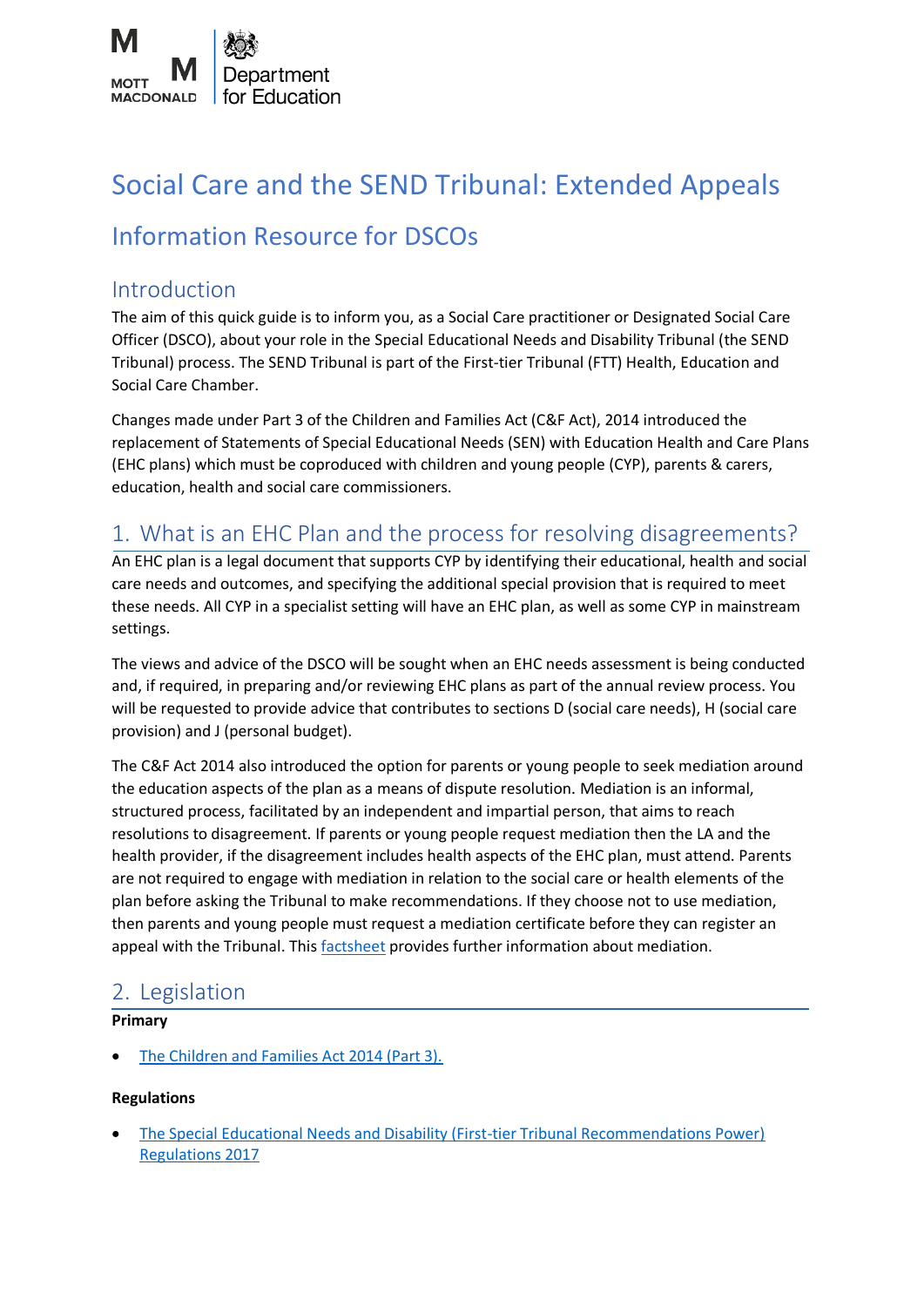# Social Care and the SEND Tribunal: Extended Appeals

## Information Resource for DSCOs

### Introduction

The aim of this quick guide is to inform you, as a Social Care practitioner or Designated Social Care Officer (DSCO), about your role in the Special Educational Needs and Disability Tribunal (the SEND Tribunal) process. The SEND Tribunal is part of the First-tier Tribunal (FTT) Health, Education and Social Care Chamber.

Changes made under Part 3 of the Children and Families Act (C&F Act), 2014 introduced the replacement of Statements of Special Educational Needs (SEN) with Education Health and Care Plans (EHC plans) which must be coproduced with children and young people (CYP), parents & carers, education, health and social care commissioners.

## 1. What is an EHC Plan and the process for resolving disagreements?

An EHC plan is a legal document that supports CYP by identifying their educational, health and social care needs and outcomes, and specifying the additional special provision that is required to meet these needs. All CYP in a specialist setting will have an EHC plan, as well as some CYP in mainstream settings.

The views and advice of the DSCO will be sought when an EHC needs assessment is being conducted and, if required, in preparing and/or reviewing EHC plans as part of the annual review process. You will be requested to provide advice that contributes to sections D (social care needs), H (social care provision) and J (personal budget).

The C&F Act 2014 also introduced the option for parents or young people to seek mediation around the education aspects of the plan as a means of dispute resolution. Mediation is an informal, structured process, facilitated by an independent and impartial person, that aims to reach resolutions to disagreement. If parents or young people request mediation then the LA and the health provider, if the disagreement includes health aspects of the EHC plan, must attend. Parents are not required to engage with mediation in relation to the social care or health elements of the plan before asking the Tribunal to make recommendations. If they choose not to use mediation, then parents and young people must request a mediation certificate before they can register an appeal with the Tribunal. This factsheet provides further information about mediation.

## 2. Legislation

**Primary**

- The Children and Families Act 2014 (Part 3).

**Regulations**

- The Special Educational Needs and Disability (First-tier Tribunal Recommendations Power) Regulations 2017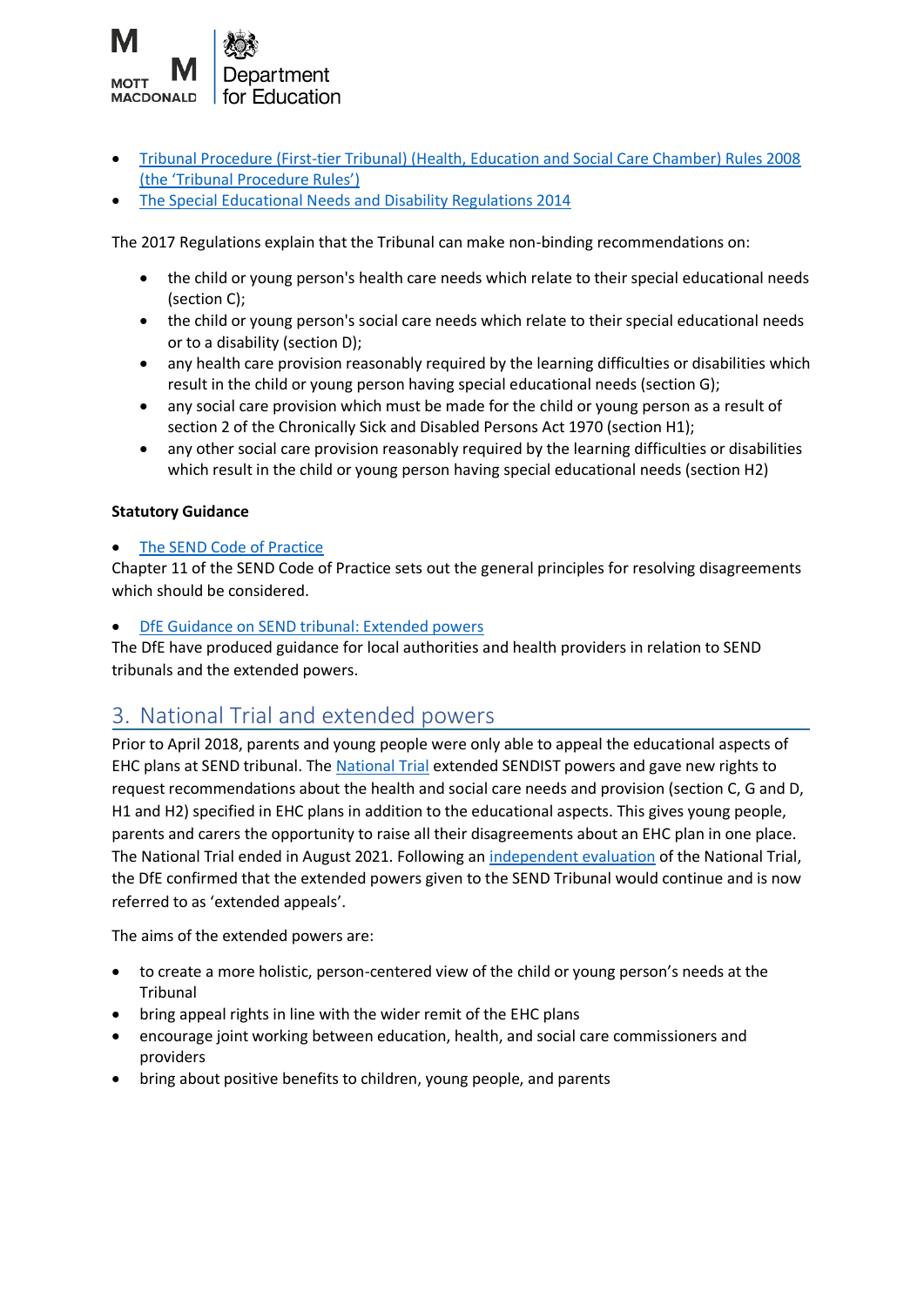- [Tribunal Procedure (First-tier Tribunal) (Health, Education and Social Care Chamber) Rules 2008 (the 'Tribunal Procedure Rules')]()
- [The Special Educational Needs and Disability Regulations 2014]()

The 2017 Regulations explain that the Tribunal can make non-binding recommendations on:

- the child or young person's health care needs which relate to their special educational needs (section C);
- the child or young person's social care needs which relate to their special educational needs or to a disability (section D);
- any health care provision reasonably required by the learning difficulties or disabilities which result in the child or young person having special educational needs (section G);
- any social care provision which must be made for the child or young person as a result of section 2 of the Chronically Sick and Disabled Persons Act 1970 (section H1);
- any other social care provision reasonably required by the learning difficulties or disabilities which result in the child or young person having special educational needs (section H2)

**Statutory Guidance**

- [The SEND Code of Practice]()

Chapter 11 of the SEND Code of Practice sets out the general principles for resolving disagreements which should be considered.

- [DfE Guidance on SEND tribunal: Extended powers]()

The DfE have produced guidance for local authorities and health providers in relation to SEND tribunals and the extended powers.

## 3. National Trial and extended powers

Prior to April 2018, parents and young people were only able to appeal the educational aspects of EHC plans at SEND tribunal. The [National Trial]() extended SENDIST powers and gave new rights to request recommendations about the health and social care needs and provision (section C, G and D, H1 and H2) specified in EHC plans in addition to the educational aspects. This gives young people, parents and carers the opportunity to raise all their disagreements about an EHC plan in one place. The National Trial ended in August 2021. Following an [independent evaluation]() of the National Trial, the DfE confirmed that the extended powers given to the SEND Tribunal would continue and is now referred to as 'extended appeals'.

The aims of the extended powers are:

- to create a more holistic, person-centered view of the child or young person's needs at the Tribunal
- bring appeal rights in line with the wider remit of the EHC plans
- encourage joint working between education, health, and social care commissioners and providers
- bring about positive benefits to children, young people, and parents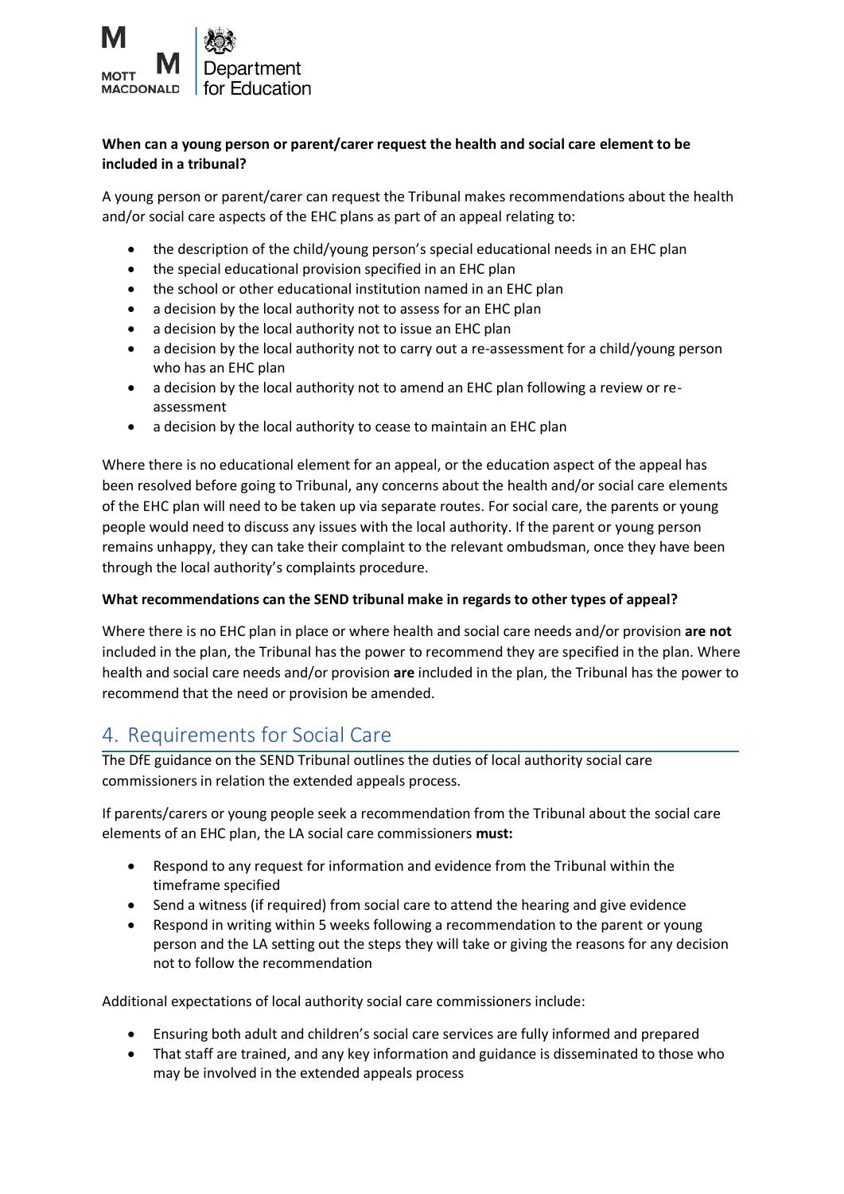**When can a young person or parent/carer request the health and social care element to be included in a tribunal?**

A young person or parent/carer can request the Tribunal makes recommendations about the health and/or social care aspects of the EHC plans as part of an appeal relating to:

- the description of the child/young person's special educational needs in an EHC plan
- the special educational provision specified in an EHC plan
- the school or other educational institution named in an EHC plan
- a decision by the local authority not to assess for an EHC plan
- a decision by the local authority not to issue an EHC plan
- a decision by the local authority not to carry out a re-assessment for a child/young person who has an EHC plan
- a decision by the local authority not to amend an EHC plan following a review or re-assessment
- a decision by the local authority to cease to maintain an EHC plan

Where there is no educational element for an appeal, or the education aspect of the appeal has been resolved before going to Tribunal, any concerns about the health and/or social care elements of the EHC plan will need to be taken up via separate routes. For social care, the parents or young people would need to discuss any issues with the local authority. If the parent or young person remains unhappy, they can take their complaint to the relevant ombudsman, once they have been through the local authority's complaints procedure.

**What recommendations can the SEND tribunal make in regards to other types of appeal?**

Where there is no EHC plan in place or where health and social care needs and/or provision **are not** included in the plan, the Tribunal has the power to recommend they are specified in the plan. Where health and social care needs and/or provision **are** included in the plan, the Tribunal has the power to recommend that the need or provision be amended.

## 4. Requirements for Social Care

The DfE guidance on the SEND Tribunal outlines the duties of local authority social care commissioners in relation the extended appeals process.

If parents/carers or young people seek a recommendation from the Tribunal about the social care elements of an EHC plan, the LA social care commissioners **must:**

- Respond to any request for information and evidence from the Tribunal within the timeframe specified
- Send a witness (if required) from social care to attend the hearing and give evidence
- Respond in writing within 5 weeks following a recommendation to the parent or young person and the LA setting out the steps they will take or giving the reasons for any decision not to follow the recommendation

Additional expectations of local authority social care commissioners include:

- Ensuring both adult and children's social care services are fully informed and prepared
- That staff are trained, and any key information and guidance is disseminated to those who may be involved in the extended appeals process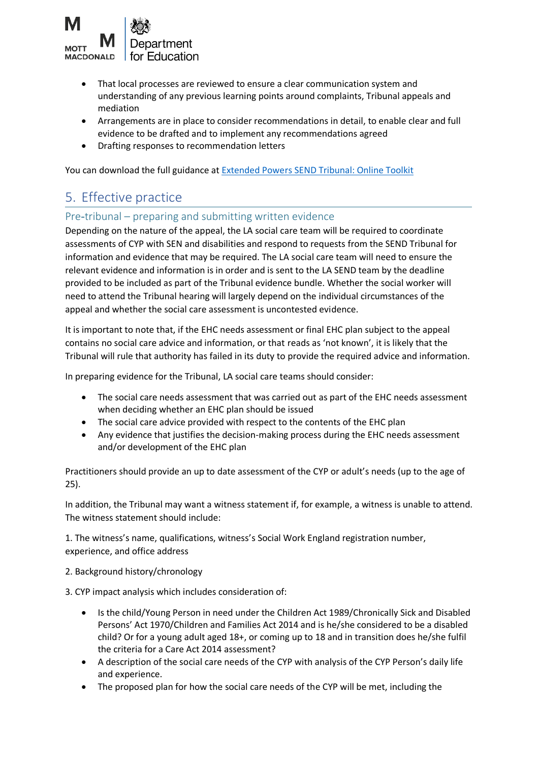- That local processes are reviewed to ensure a clear communication system and understanding of any previous learning points around complaints, Tribunal appeals and mediation
- Arrangements are in place to consider recommendations in detail, to enable clear and full evidence to be drafted and to implement any recommendations agreed
- Drafting responses to recommendation letters

You can download the full guidance at [Extended Powers SEND Tribunal: Online Toolkit]

## 5. Effective practice

### Pre-tribunal – preparing and submitting written evidence

Depending on the nature of the appeal, the LA social care team will be required to coordinate assessments of CYP with SEN and disabilities and respond to requests from the SEND Tribunal for information and evidence that may be required. The LA social care team will need to ensure the relevant evidence and information is in order and is sent to the LA SEND team by the deadline provided to be included as part of the Tribunal evidence bundle. Whether the social worker will need to attend the Tribunal hearing will largely depend on the individual circumstances of the appeal and whether the social care assessment is uncontested evidence.

It is important to note that, if the EHC needs assessment or final EHC plan subject to the appeal contains no social care advice and information, or that reads as 'not known', it is likely that the Tribunal will rule that authority has failed in its duty to provide the required advice and information.

In preparing evidence for the Tribunal, LA social care teams should consider:

- The social care needs assessment that was carried out as part of the EHC needs assessment when deciding whether an EHC plan should be issued
- The social care advice provided with respect to the contents of the EHC plan
- Any evidence that justifies the decision-making process during the EHC needs assessment and/or development of the EHC plan

Practitioners should provide an up to date assessment of the CYP or adult's needs (up to the age of 25).

In addition, the Tribunal may want a witness statement if, for example, a witness is unable to attend. The witness statement should include:

1. The witness's name, qualifications, witness's Social Work England registration number, experience, and office address

2. Background history/chronology

3. CYP impact analysis which includes consideration of:

- Is the child/Young Person in need under the Children Act 1989/Chronically Sick and Disabled Persons' Act 1970/Children and Families Act 2014 and is he/she considered to be a disabled child? Or for a young adult aged 18+, or coming up to 18 and in transition does he/she fulfil the criteria for a Care Act 2014 assessment?
- A description of the social care needs of the CYP with analysis of the CYP Person's daily life and experience.
- The proposed plan for how the social care needs of the CYP will be met, including the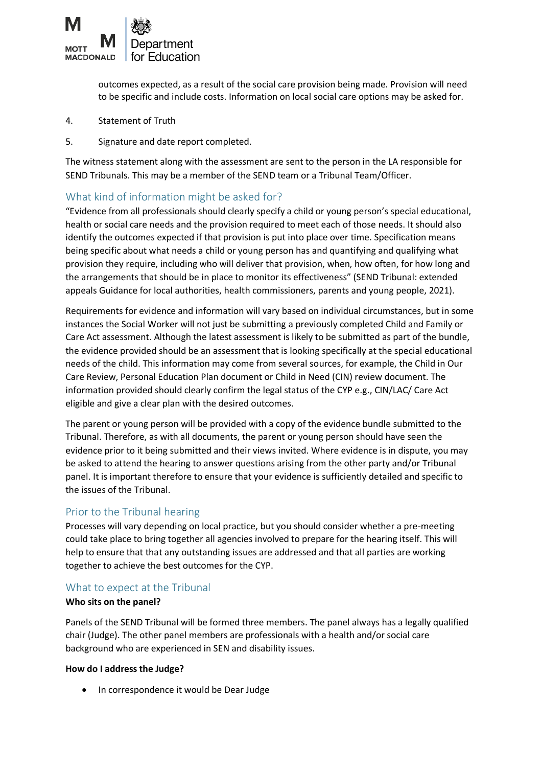outcomes expected, as a result of the social care provision being made. Provision will need to be specific and include costs. Information on local social care options may be asked for.

4. Statement of Truth

5. Signature and date report completed.

The witness statement along with the assessment are sent to the person in the LA responsible for SEND Tribunals. This may be a member of the SEND team or a Tribunal Team/Officer.

## What kind of information might be asked for?

"Evidence from all professionals should clearly specify a child or young person's special educational, health or social care needs and the provision required to meet each of those needs. It should also identify the outcomes expected if that provision is put into place over time. Specification means being specific about what needs a child or young person has and quantifying and qualifying what provision they require, including who will deliver that provision, when, how often, for how long and the arrangements that should be in place to monitor its effectiveness" (SEND Tribunal: extended appeals Guidance for local authorities, health commissioners, parents and young people, 2021).

Requirements for evidence and information will vary based on individual circumstances, but in some instances the Social Worker will not just be submitting a previously completed Child and Family or Care Act assessment. Although the latest assessment is likely to be submitted as part of the bundle, the evidence provided should be an assessment that is looking specifically at the special educational needs of the child. This information may come from several sources, for example, the Child in Our Care Review, Personal Education Plan document or Child in Need (CIN) review document. The information provided should clearly confirm the legal status of the CYP e.g., CIN/LAC/ Care Act eligible and give a clear plan with the desired outcomes.

The parent or young person will be provided with a copy of the evidence bundle submitted to the Tribunal. Therefore, as with all documents, the parent or young person should have seen the evidence prior to it being submitted and their views invited. Where evidence is in dispute, you may be asked to attend the hearing to answer questions arising from the other party and/or Tribunal panel. It is important therefore to ensure that your evidence is sufficiently detailed and specific to the issues of the Tribunal.

## Prior to the Tribunal hearing

Processes will vary depending on local practice, but you should consider whether a pre-meeting could take place to bring together all agencies involved to prepare for the hearing itself. This will help to ensure that that any outstanding issues are addressed and that all parties are working together to achieve the best outcomes for the CYP.

## What to expect at the Tribunal

**Who sits on the panel?**

Panels of the SEND Tribunal will be formed three members. The panel always has a legally qualified chair (Judge). The other panel members are professionals with a health and/or social care background who are experienced in SEN and disability issues.

**How do I address the Judge?**

- In correspondence it would be Dear Judge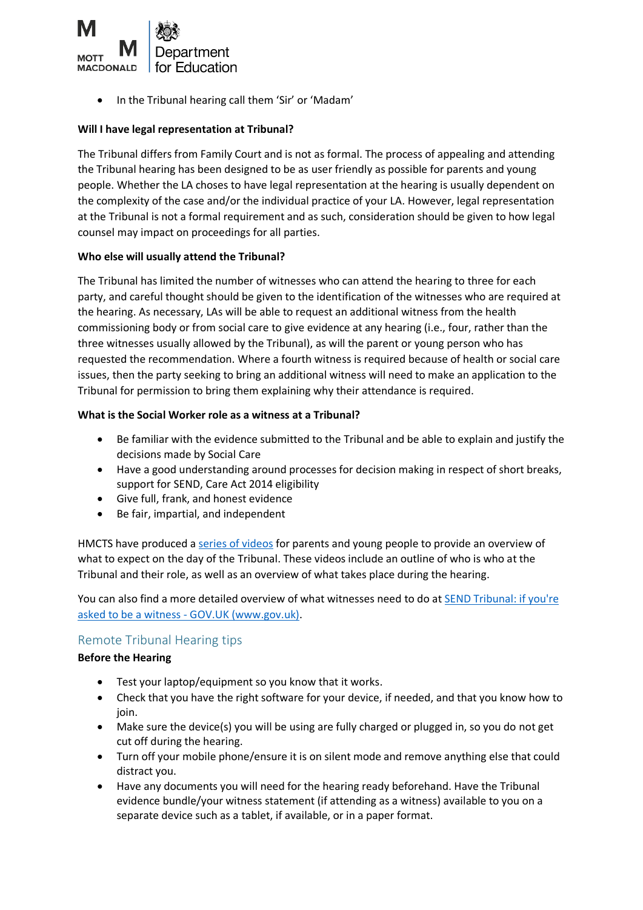- In the Tribunal hearing call them 'Sir' or 'Madam'

**Will I have legal representation at Tribunal?**

The Tribunal differs from Family Court and is not as formal. The process of appealing and attending the Tribunal hearing has been designed to be as user friendly as possible for parents and young people. Whether the LA choses to have legal representation at the hearing is usually dependent on the complexity of the case and/or the individual practice of your LA. However, legal representation at the Tribunal is not a formal requirement and as such, consideration should be given to how legal counsel may impact on proceedings for all parties.

**Who else will usually attend the Tribunal?**

The Tribunal has limited the number of witnesses who can attend the hearing to three for each party, and careful thought should be given to the identification of the witnesses who are required at the hearing. As necessary, LAs will be able to request an additional witness from the health commissioning body or from social care to give evidence at any hearing (i.e., four, rather than the three witnesses usually allowed by the Tribunal), as will the parent or young person who has requested the recommendation. Where a fourth witness is required because of health or social care issues, then the party seeking to bring an additional witness will need to make an application to the Tribunal for permission to bring them explaining why their attendance is required.

**What is the Social Worker role as a witness at a Tribunal?**

- Be familiar with the evidence submitted to the Tribunal and be able to explain and justify the decisions made by Social Care
- Have a good understanding around processes for decision making in respect of short breaks, support for SEND, Care Act 2014 eligibility
- Give full, frank, and honest evidence
- Be fair, impartial, and independent

HMCTS have produced a series of videos for parents and young people to provide an overview of what to expect on the day of the Tribunal. These videos include an outline of who is who at the Tribunal and their role, as well as an overview of what takes place during the hearing.

You can also find a more detailed overview of what witnesses need to do at SEND Tribunal: if you're asked to be a witness - GOV.UK (www.gov.uk).

## Remote Tribunal Hearing tips

**Before the Hearing**

- Test your laptop/equipment so you know that it works.
- Check that you have the right software for your device, if needed, and that you know how to join.
- Make sure the device(s) you will be using are fully charged or plugged in, so you do not get cut off during the hearing.
- Turn off your mobile phone/ensure it is on silent mode and remove anything else that could distract you.
- Have any documents you will need for the hearing ready beforehand. Have the Tribunal evidence bundle/your witness statement (if attending as a witness) available to you on a separate device such as a tablet, if available, or in a paper format.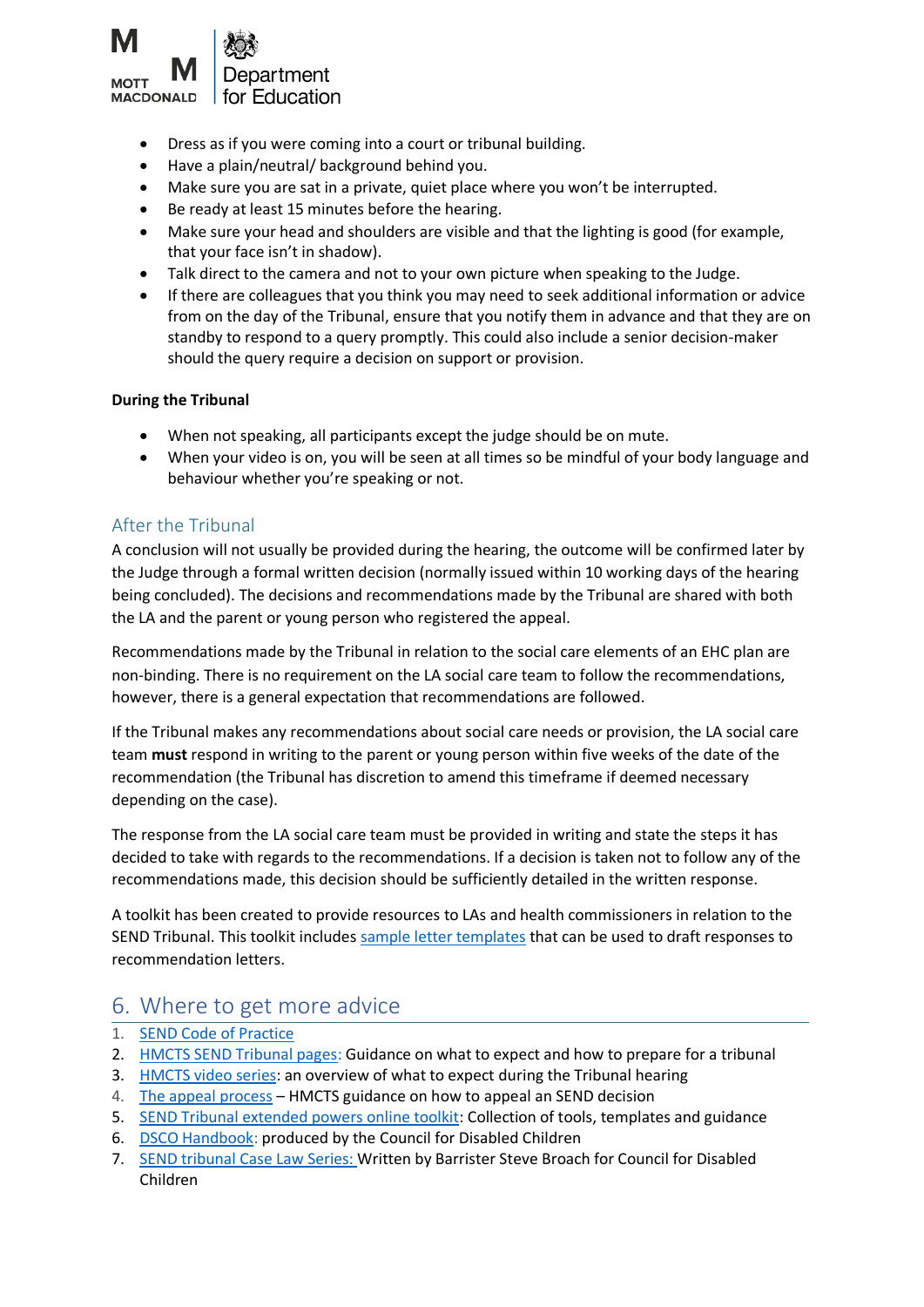- Dress as if you were coming into a court or tribunal building.
- Have a plain/neutral/ background behind you.
- Make sure you are sat in a private, quiet place where you won't be interrupted.
- Be ready at least 15 minutes before the hearing.
- Make sure your head and shoulders are visible and that the lighting is good (for example, that your face isn't in shadow).
- Talk direct to the camera and not to your own picture when speaking to the Judge.
- If there are colleagues that you think you may need to seek additional information or advice from on the day of the Tribunal, ensure that you notify them in advance and that they are on standby to respond to a query promptly. This could also include a senior decision-maker should the query require a decision on support or provision.

**During the Tribunal**

- When not speaking, all participants except the judge should be on mute.
- When your video is on, you will be seen at all times so be mindful of your body language and behaviour whether you're speaking or not.

### After the Tribunal

A conclusion will not usually be provided during the hearing, the outcome will be confirmed later by the Judge through a formal written decision (normally issued within 10 working days of the hearing being concluded). The decisions and recommendations made by the Tribunal are shared with both the LA and the parent or young person who registered the appeal.

Recommendations made by the Tribunal in relation to the social care elements of an EHC plan are non-binding. There is no requirement on the LA social care team to follow the recommendations, however, there is a general expectation that recommendations are followed.

If the Tribunal makes any recommendations about social care needs or provision, the LA social care team **must** respond in writing to the parent or young person within five weeks of the date of the recommendation (the Tribunal has discretion to amend this timeframe if deemed necessary depending on the case).

The response from the LA social care team must be provided in writing and state the steps it has decided to take with regards to the recommendations. If a decision is taken not to follow any of the recommendations made, this decision should be sufficiently detailed in the written response.

A toolkit has been created to provide resources to LAs and health commissioners in relation to the SEND Tribunal. This toolkit includes sample letter templates that can be used to draft responses to recommendation letters.

## 6. Where to get more advice

1. SEND Code of Practice
2. HMCTS SEND Tribunal pages: Guidance on what to expect and how to prepare for a tribunal
3. HMCTS video series: an overview of what to expect during the Tribunal hearing
4. The appeal process – HMCTS guidance on how to appeal an SEND decision
5. SEND Tribunal extended powers online toolkit: Collection of tools, templates and guidance
6. DSCO Handbook: produced by the Council for Disabled Children
7. SEND tribunal Case Law Series: Written by Barrister Steve Broach for Council for Disabled Children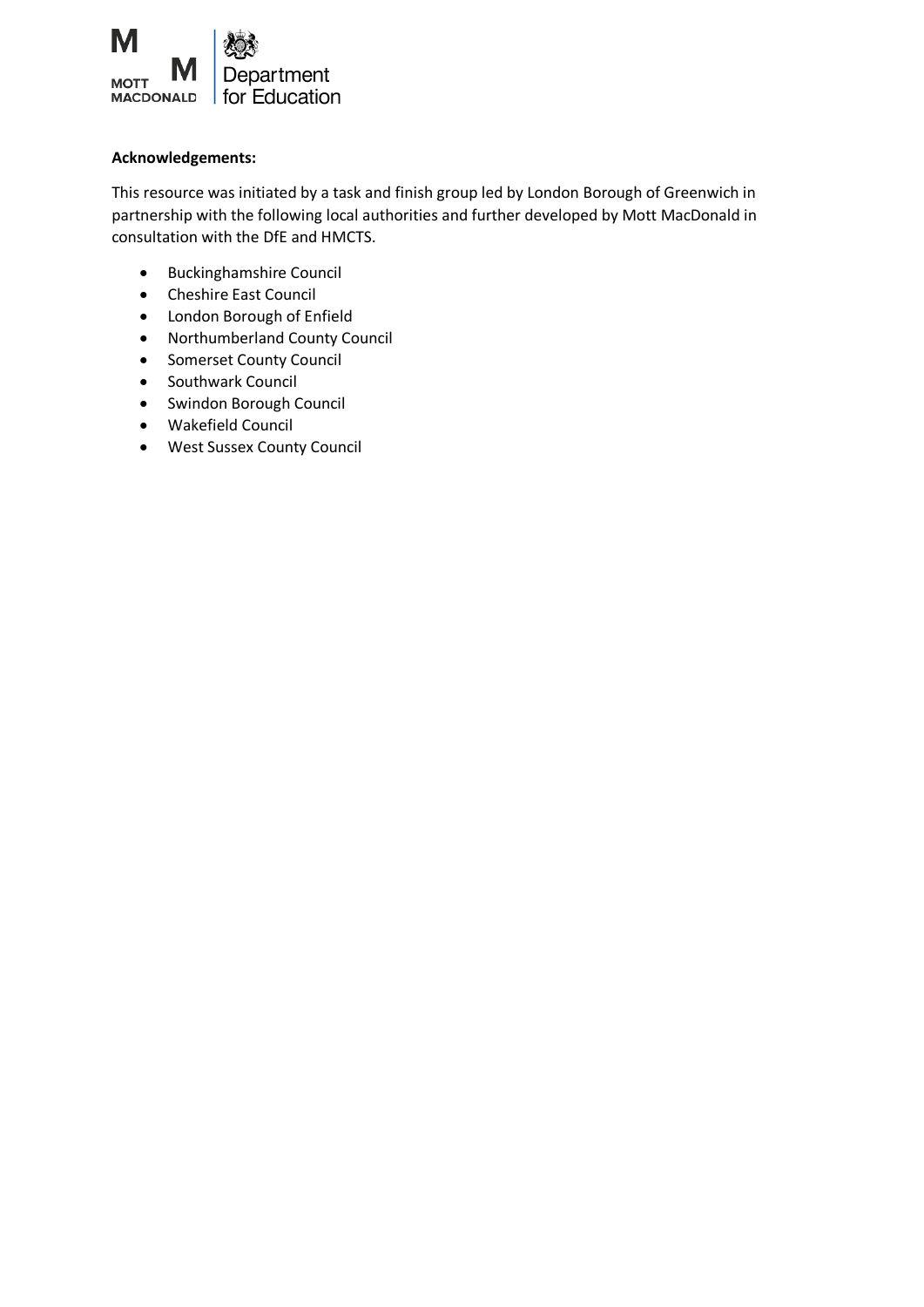**Acknowledgements:**

This resource was initiated by a task and finish group led by London Borough of Greenwich in partnership with the following local authorities and further developed by Mott MacDonald in consultation with the DfE and HMCTS.

- Buckinghamshire Council
- Cheshire East Council
- London Borough of Enfield
- Northumberland County Council
- Somerset County Council
- Southwark Council
- Swindon Borough Council
- Wakefield Council
- West Sussex County Council